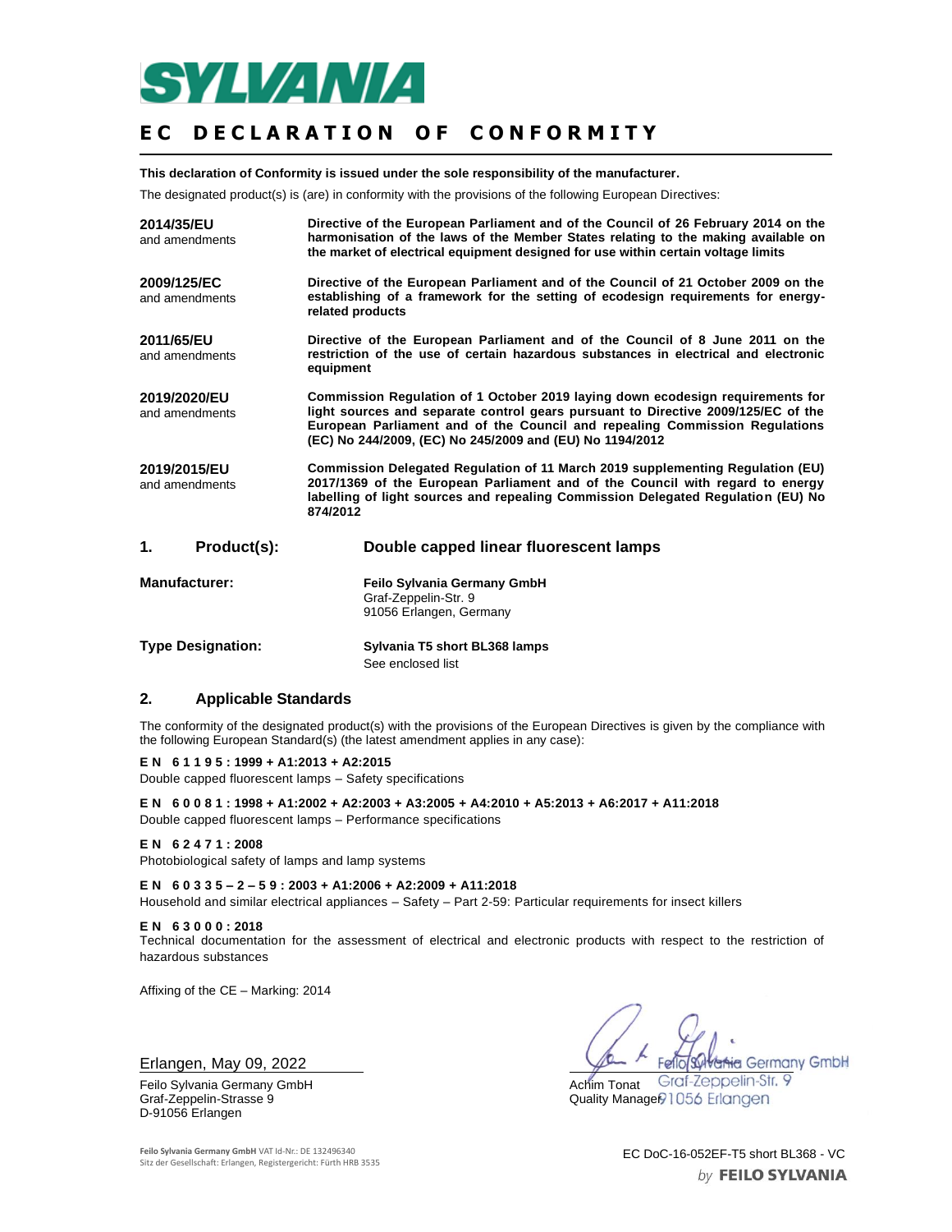# EC DECLARATION OF CONFORMITY

**This declaration of Conformity is issued under the sole responsibility of the manufacturer.**

The designated product(s) is (are) in conformity with the provisions of the following European Directives:

| | |
|---|---|
| **2014/35/EU** and amendments | **Directive of the European Parliament and of the Council of 26 February 2014 on the harmonisation of the laws of the Member States relating to the making available on the market of electrical equipment designed for use within certain voltage limits** |
| **2009/125/EC** and amendments | **Directive of the European Parliament and of the Council of 21 October 2009 on the establishing of a framework for the setting of ecodesign requirements for energy-related products** |
| **2011/65/EU** and amendments | **Directive of the European Parliament and of the Council of 8 June 2011 on the restriction of the use of certain hazardous substances in electrical and electronic equipment** |
| **2019/2020/EU** and amendments | **Commission Regulation of 1 October 2019 laying down ecodesign requirements for light sources and separate control gears pursuant to Directive 2009/125/EC of the European Parliament and of the Council and repealing Commission Regulations (EC) No 244/2009, (EC) No 245/2009 and (EU) No 1194/2012** |
| **2019/2015/EU** and amendments | **Commission Delegated Regulation of 11 March 2019 supplementing Regulation (EU) 2017/1369 of the European Parliament and of the Council with regard to energy labelling of light sources and repealing Commission Delegated Regulation (EU) No 874/2012** |

## 1. Product(s): Double capped linear fluorescent lamps

**Manufacturer:** **Feilo Sylvania Germany GmbH**
Graf-Zeppelin-Str. 9
91056 Erlangen, Germany

**Type Designation:** **Sylvania T5 short BL368 lamps**
See enclosed list

## 2. Applicable Standards

The conformity of the designated product(s) with the provisions of the European Directives is given by the compliance with the following European Standard(s) (the latest amendment applies in any case):

**EN 61195: 1999 + A1:2013 + A2:2015**
Double capped fluorescent lamps – Safety specifications

**EN 60081: 1998 + A1:2002 + A2:2003 + A3:2005 + A4:2010 + A5:2013 + A6:2017 + A11:2018**
Double capped fluorescent lamps – Performance specifications

**EN 62471: 2008**
Photobiological safety of lamps and lamp systems

**EN 60335–2–59: 2003 + A1:2006 + A2:2009 + A11:2018**
Household and similar electrical appliances – Safety – Part 2-59: Particular requirements for insect killers

**EN 63000: 2018**
Technical documentation for the assessment of electrical and electronic products with respect to the restriction of hazardous substances

Affixing of the CE – Marking: 2014

Erlangen, May 09, 2022

Feilo Sylvania Germany GmbH
Graf-Zeppelin-Strasse 9
D-91056 Erlangen

Feilo Sylvania Germany GmbH
Graf-Zeppelin-Str. 9
91056 Erlangen

Achim Tonat
Quality Manager

**Feilo Sylvania Germany GmbH** VAT Id-Nr.: DE 132496340
Sitz der Gesellschaft: Erlangen, Registergericht: Fürth HRB 3535

EC DoC-16-052EF-T5 short BL368 - VC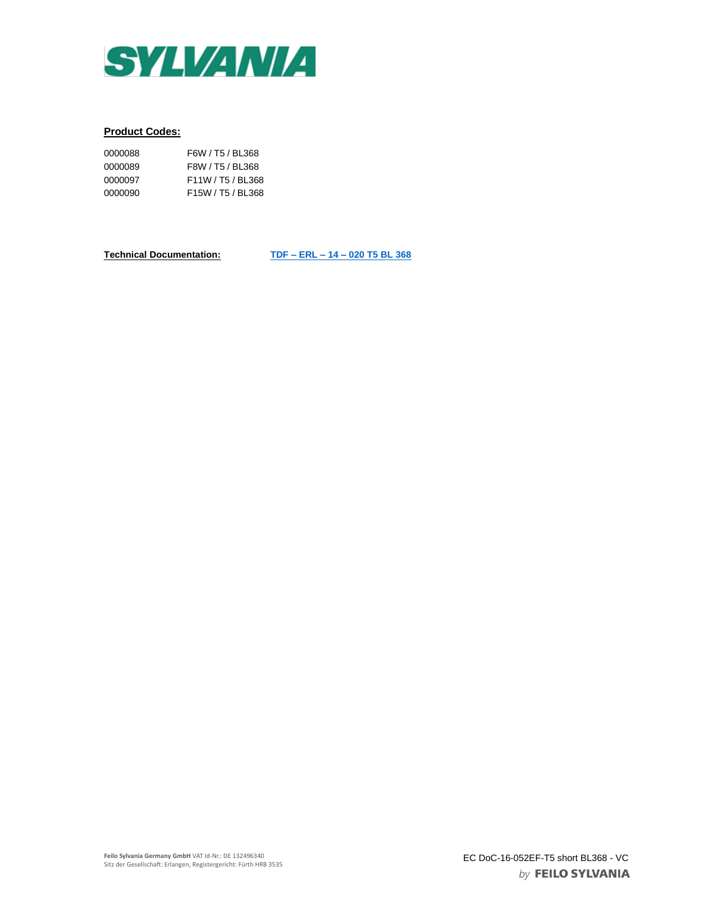**Product Codes:**

| | |
|---|---|
| 0000088 | F6W / T5 / BL368 |
| 0000089 | F8W / T5 / BL368 |
| 0000097 | F11W / T5 / BL368 |
| 0000090 | F15W / T5 / BL368 |

**Technical Documentation:** TDF – ERL – 14 – 020 T5 BL 368

**Feilo Sylvania Germany GmbH** VAT Id-Nr.: DE 132496340
Sitz der Gesellschaft: Erlangen, Registergericht: Fürth HRB 3535

EC DoC-16-052EF-T5 short BL368 - VC